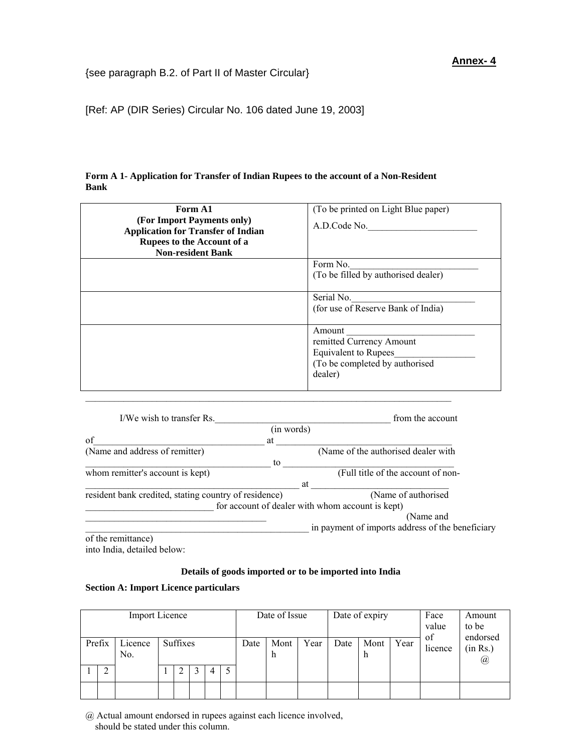**Annex- 4**

{see paragraph B.2. of Part II of Master Circular}

[Ref: AP (DIR Series) Circular No. 106 dated June 19, 2003]

**Form A 1- Application for Transfer of Indian Rupees to the account of a Non-Resident Bank**

| **Form A1**<br>**(For Import Payments only)**<br>**Application for Transfer of Indian Rupees to the Account of a Non-resident Bank** | (To be printed on Light Blue paper)<br>A.D.Code No.________________________ |
|---|---|
| | Form No.___________________________<br>(To be filled by authorised dealer) |
| | Serial No.__________________________<br>(for use of Reserve Bank of India) |
| | Amount ___________________________<br>remitted Currency Amount<br>Equivalent to Rupees_________________<br>(To be completed by authorised dealer) |

I/We wish to transfer Rs.______________________________________ (in words) from the account of____________________________________ (Name and address of remitter) at ____________________________________ (Name of the authorised dealer with whom remitter's account is kept) ________________________________________ to ________________________________ (Full title of the account of non-resident bank credited, stating country of residence) ____________________________________________ at ______________________________ (Name of authorised dealer with whom account is kept) ___________________________ for account of ________________________________________ (Name and address of the beneficiary of the remittance) ________________________________________________ in payment of imports into India, detailed below:

**Details of goods imported or to be imported into India**

**Section A: Import Licence particulars**

| Import Licence | | | | | | | | Date of Issue | | | Date of expiry | | | Face value of licence | Amount to be endorsed (in Rs.) @ |
|---|---|---|---|---|---|---|---|---|---|---|---|---|---|---|---|
| Prefix | | Licence No. | Suffixes | | | | | Date | Month | Year | Date | Month | Year | | |
| 1 | 2 | | 1 | 2 | 3 | 4 | 5 | | | | | | | | |
| | | | | | | | | | | | | | | | |

@ Actual amount endorsed in rupees against each licence involved, should be stated under this column.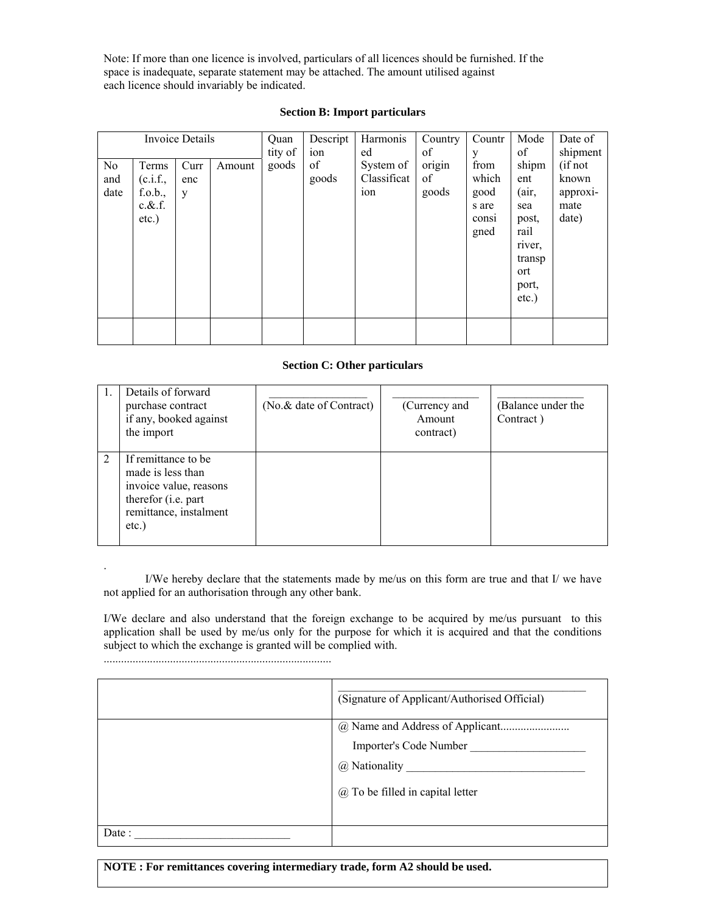Note: If more than one licence is involved, particulars of all licences should be furnished. If the space is inadequate, separate statement may be attached. The amount utilised against each licence should invariably be indicated.

### Section B: Import particulars

| Invoice Details | | | | Quantity of goods | Description of goods | Harmonised System of Classification | Country of origin of goods | Country from which goods are consigned | Mode of shipment (air, sea post, rail river, transport port, etc.) | Date of shipment (if not known approxi-mate date) |
|---|---|---|---|---|---|---|---|---|---|---|
| No and date | Terms (c.i.f., f.o.b., c.&.f. etc.) | Currency | Amount | | | | | | | |
| | | | | | | | | | | |

### Section C: Other particulars

| | | | | |
|---|---|---|---|---|
| 1. | Details of forward purchase contract if any, booked against the import | (No.& date of Contract) | (Currency and Amount contract) | (Balance under the Contract ) |
| 2 | If remittance to be made is less than invoice value, reasons therefor (i.e. part remittance, instalment etc.) | | | |

I/We hereby declare that the statements made by me/us on this form are true and that I/ we have not applied for an authorisation through any other bank.

I/We declare and also understand that the foreign exchange to be acquired by me/us pursuant to this application shall be used by me/us only for the purpose for which it is acquired and that the conditions subject to which the exchange is granted will be complied with.

.............................................................................

| | |
|---|---|
| | ______________________________ (Signature of Applicant/Authorised Official) |
| | @ Name and Address of Applicant........................ Importer's Code Number ____________________ @ Nationality ________________________________ @ To be filled in capital letter |
| Date : ___________________________ | |

**NOTE : For remittances covering intermediary trade, form A2 should be used.**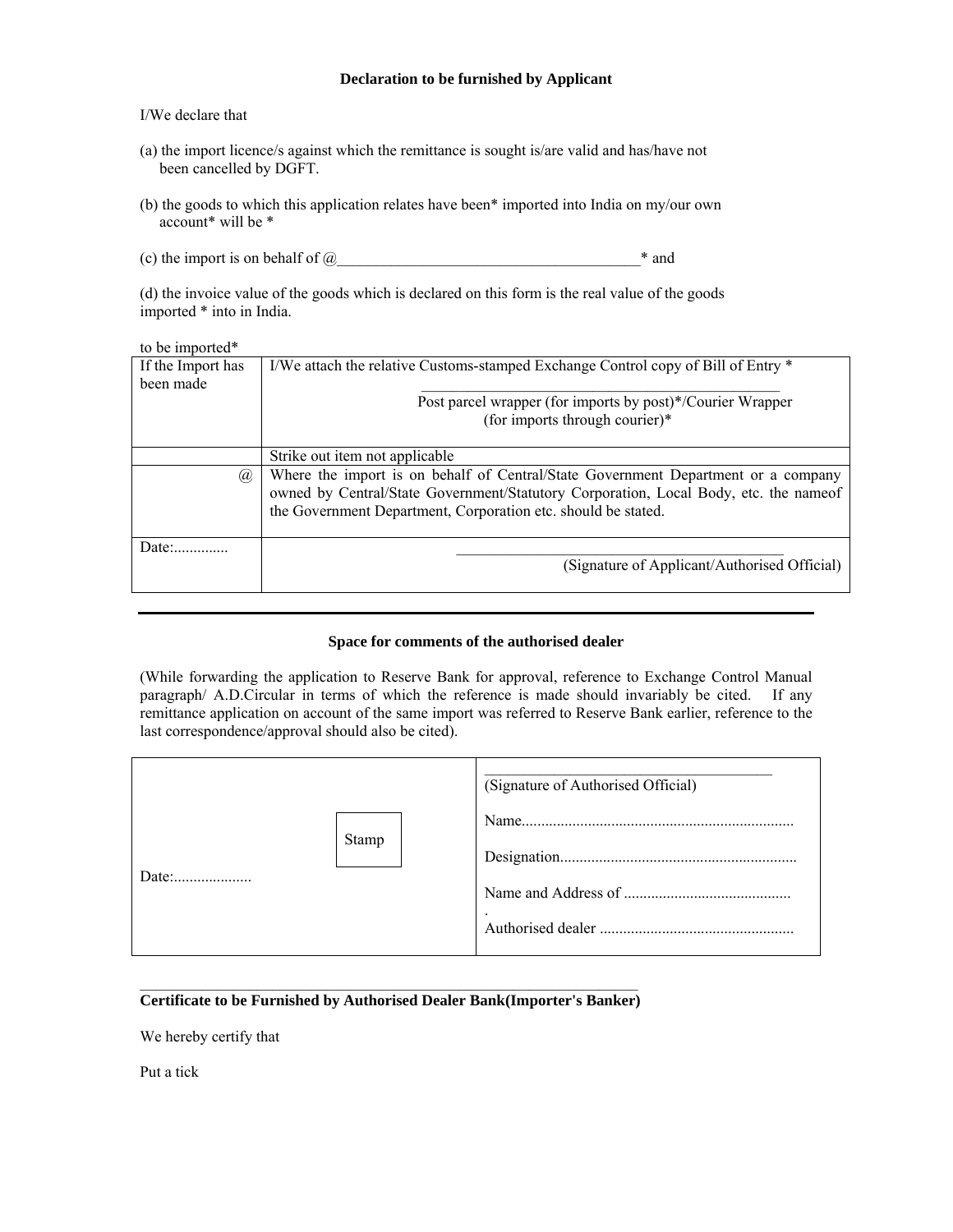**Declaration to be furnished by Applicant**

I/We declare that

(a) the import licence/s against which the remittance is sought is/are valid and has/have not been cancelled by DGFT.

(b) the goods to which this application relates have been* imported into India on my/our own account* will be *

(c) the import is on behalf of @________________________________________* and

(d) the invoice value of the goods which is declared on this form is the real value of the goods imported * into in India.

to be imported*

| | |
|---|---|
| If the Import has been made | I/We attach the relative Customs-stamped Exchange Control copy of Bill of Entry * ________________________________________________ Post parcel wrapper (for imports by post)*/Courier Wrapper (for imports through courier)* |
| | Strike out item not applicable |
| @ | Where the import is on behalf of Central/State Government Department or a company owned by Central/State Government/Statutory Corporation, Local Body, etc. the nameof the Government Department, Corporation etc. should be stated. |
| Date:.............. | ____________________________________________ (Signature of Applicant/Authorised Official) |

---

**Space for comments of the authorised dealer**

(While forwarding the application to Reserve Bank for approval, reference to Exchange Control Manual paragraph/ A.D.Circular in terms of which the reference is made should invariably be cited. If any remittance application on account of the same import was referred to Reserve Bank earlier, reference to the last correspondence/approval should also be cited).

| | |
|---|---|
| Date:.................... Stamp | ______________________________________ (Signature of Authorised Official) Name..................................................................... Designation............................................................ Name and Address of .......................................... . Authorised dealer ................................................. |

**Certificate to be Furnished by Authorised Dealer Bank(Importer's Banker)**

We hereby certify that

Put a tick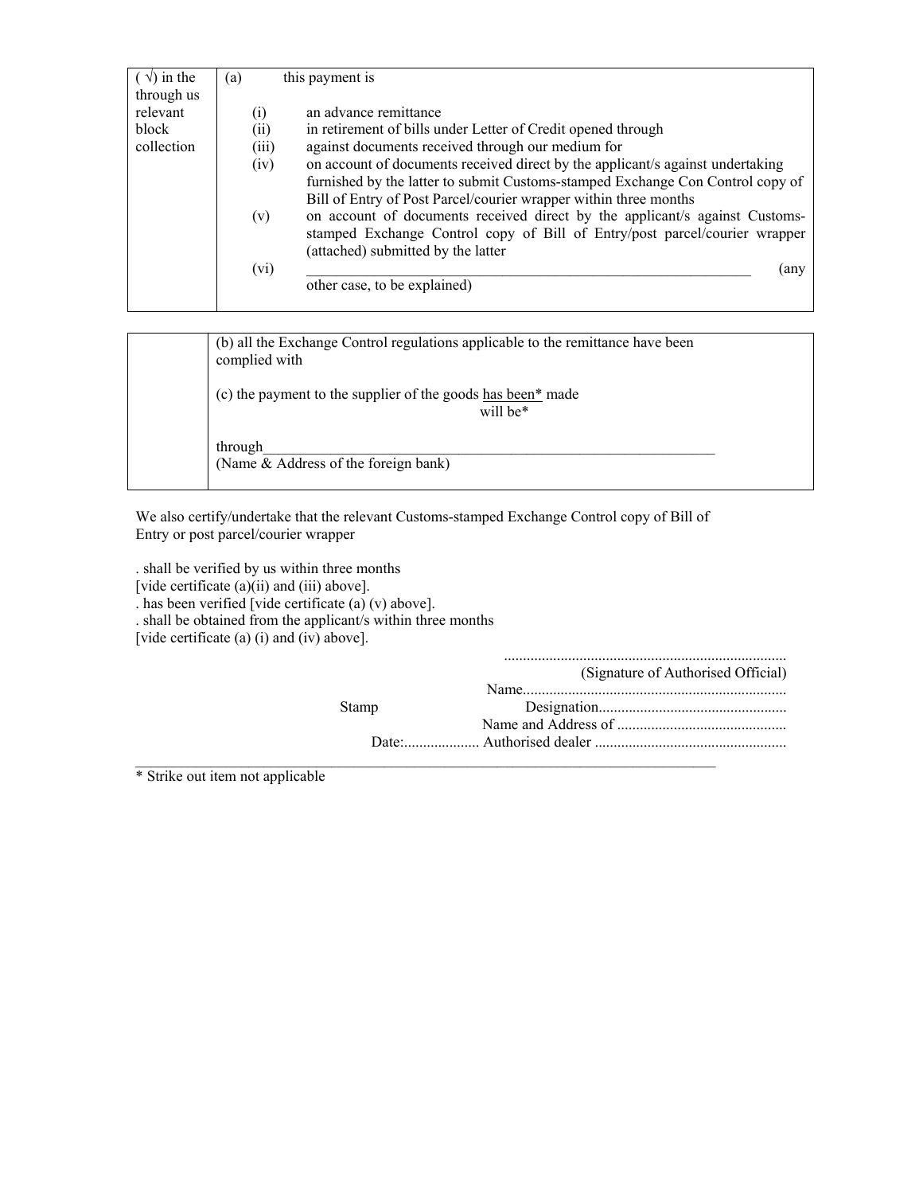| ( √) in the relevant block | through us collection | (a) this payment is |
|---|---|---|
| | | (i) an advance remittance |
| | | (ii) in retirement of bills under Letter of Credit opened through |
| | | (iii) against documents received through our medium for |
| | | (iv) on account of documents received direct by the applicant/s against undertaking furnished by the latter to submit Customs-stamped Exchange Con Control copy of Bill of Entry of Post Parcel/courier wrapper within three months |
| | | (v) on account of documents received direct by the applicant/s against Customs-stamped Exchange Control copy of Bill of Entry/post parcel/courier wrapper (attached) submitted by the latter |
| | | (vi) ____________________________________________ (any other case, to be explained) |

| | |
|---|---|
| | (b) all the Exchange Control regulations applicable to the remittance have been complied with<br><br>(c) the payment to the supplier of the goods has been* made / will be*<br><br>through____________________________________________<br>(Name & Address of the foreign bank) |

We also certify/undertake that the relevant Customs-stamped Exchange Control copy of Bill of Entry or post parcel/courier wrapper

. shall be verified by us within three months
[vide certificate (a)(ii) and (iii) above].
. has been verified [vide certificate (a) (v) above].
. shall be obtained from the applicant/s within three months
[vide certificate (a) (i) and (iv) above].

..........................................................................
(Signature of Authorised Official)
Name.....................................................................
Stamp Designation.................................................
Name and Address of ............................................
Date:.................... Authorised dealer ..................................................

* Strike out item not applicable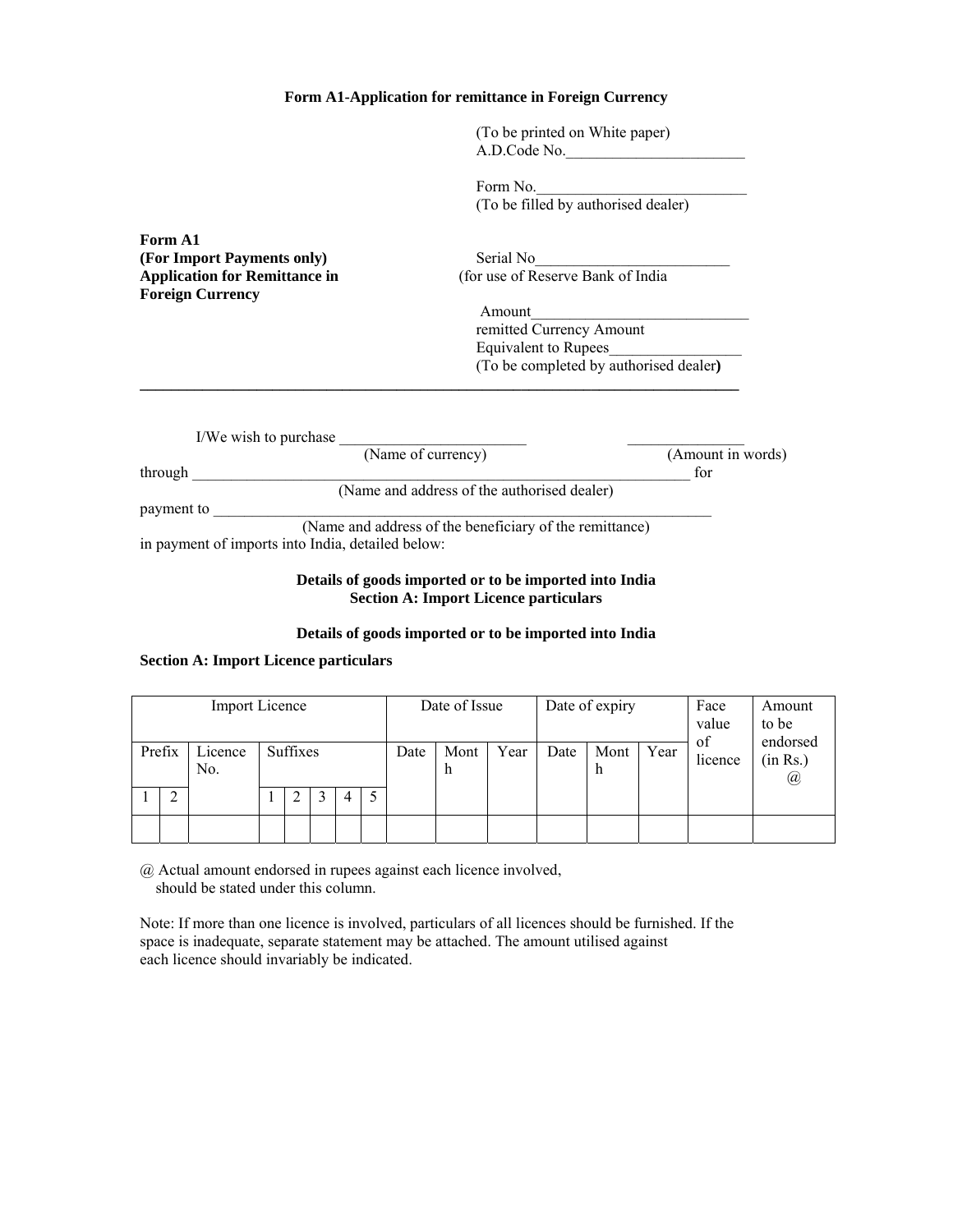**Form A1-Application for remittance in Foreign Currency**

(To be printed on White paper)
A.D.Code No.________________________

Form No.___________________________
(To be filled by authorised dealer)

**Form A1**
**(For Import Payments only)**
**Application for Remittance in Foreign Currency**

Serial No__________________________
(for use of Reserve Bank of India

Amount____________________________
remitted Currency Amount
Equivalent to Rupees_________________
(To be completed by authorised dealer**)**

---

I/We wish to purchase _________________________ _______________
(Name of currency) (Amount in words)
through ___________________________________________________________ for
(Name and address of the authorised dealer)
payment to ________________________________________________________
(Name and address of the beneficiary of the remittance)
in payment of imports into India, detailed below:

**Details of goods imported or to be imported into India**
**Section A: Import Licence particulars**

**Details of goods imported or to be imported into India**

**Section A: Import Licence particulars**

| Import Licence | | | | | | | | Date of Issue | | | Date of expiry | | | Face value of licence | Amount to be endorsed (in Rs.) @ |
|---|---|---|---|---|---|---|---|---|---|---|---|---|---|---|---|
| Prefix | | Licence No. | Suffixes | | | | | Date | Month | Year | Date | Month | Year | | |
| 1 | 2 | | 1 | 2 | 3 | 4 | 5 | | | | | | | | |
| | | | | | | | | | | | | | | | |

@ Actual amount endorsed in rupees against each licence involved, should be stated under this column.

Note: If more than one licence is involved, particulars of all licences should be furnished. If the space is inadequate, separate statement may be attached. The amount utilised against each licence should invariably be indicated.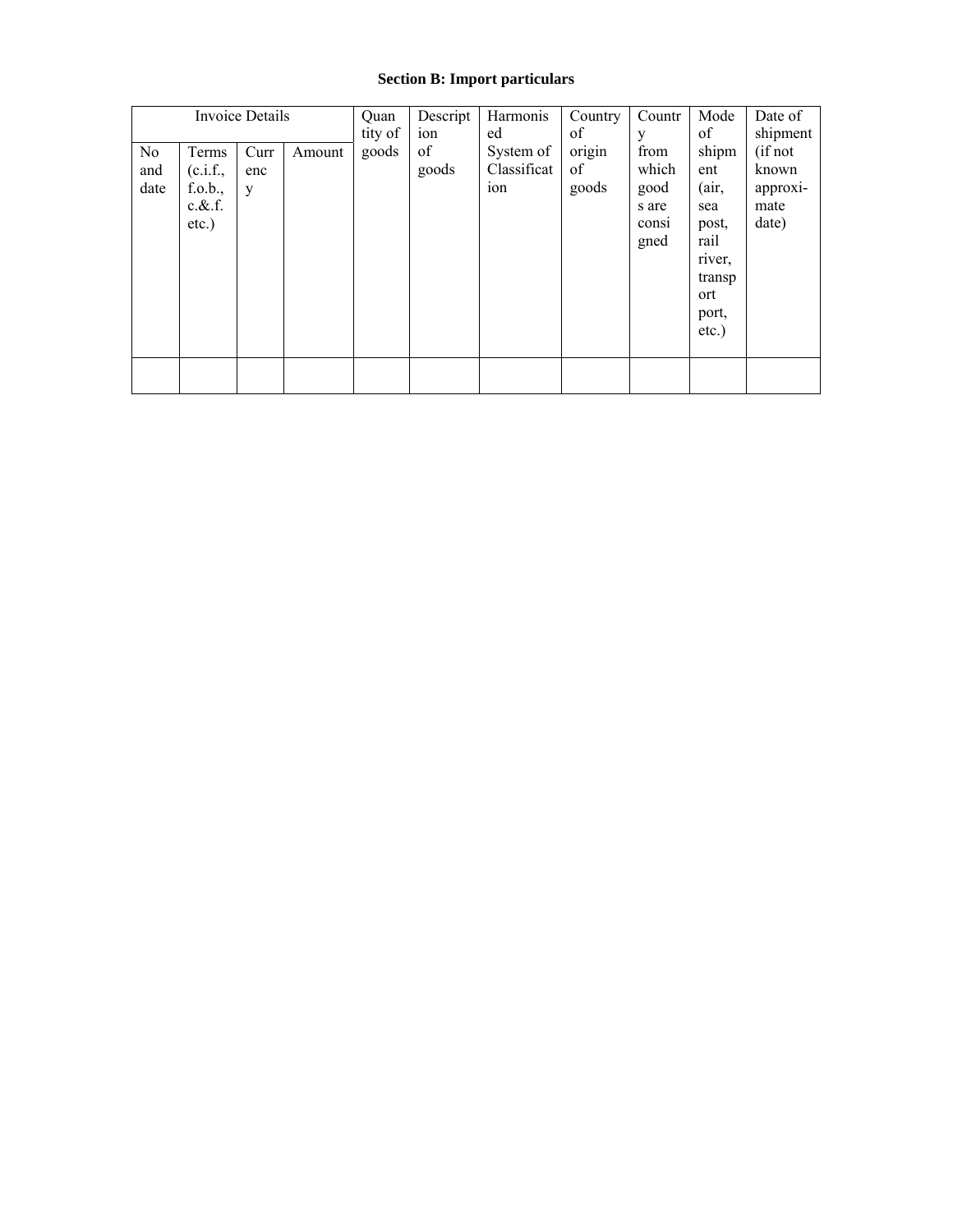**Section B: Import particulars**

| Invoice Details | | | | Quantity of goods | Description of goods | Harmonised System of Classification | Country of origin of goods | Country from which goods are consigned | Mode of shipment (air, sea post, rail river, transport port, etc.) | Date of shipment (if not known approxi-mate date) |
|---|---|---|---|---|---|---|---|---|---|---|
| No and date | Terms (c.i.f., f.o.b., c.&.f. etc.) | Currency | Amount | | | | | | | |
| | | | | | | | | | | |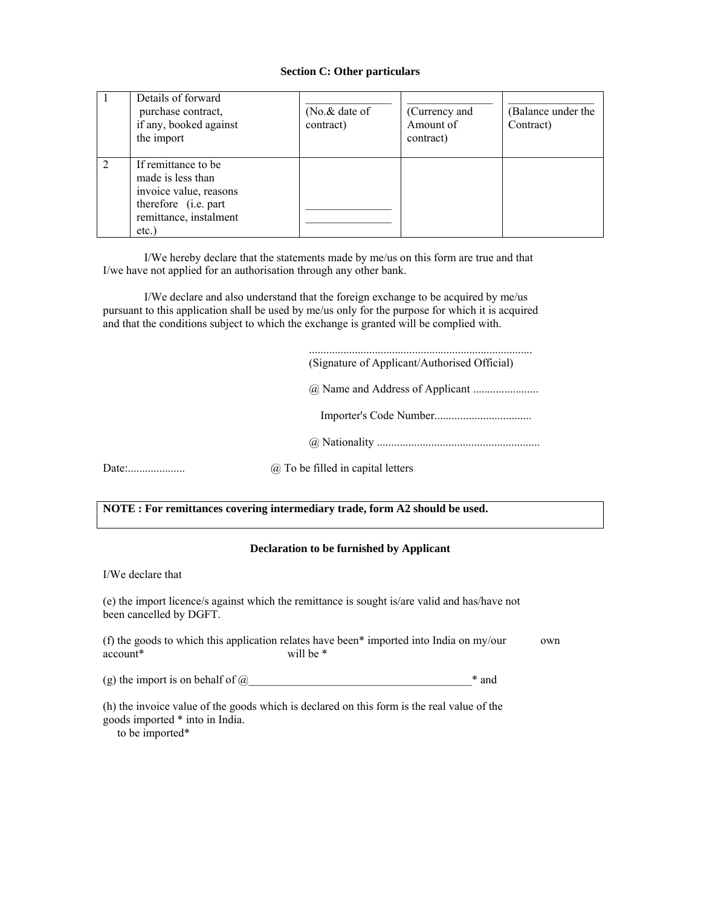## Section C: Other particulars

| 1 | Details of forward purchase contract, if any, booked against the import | _______________ (No.& date of contract) | _______________ (Currency and Amount of contract) | _______________ (Balance under the Contract) |
|---|---|---|---|---|
| 2 | If remittance to be made is less than invoice value, reasons therefore (i.e. part remittance, instalment etc.) | _______________ _______________ | | |

I/We hereby declare that the statements made by me/us on this form are true and that I/we have not applied for an authorisation through any other bank.

I/We declare and also understand that the foreign exchange to be acquired by me/us pursuant to this application shall be used by me/us only for the purpose for which it is acquired and that the conditions subject to which the exchange is granted will be complied with.

..............................................................................
(Signature of Applicant/Authorised Official)

@ Name and Address of Applicant .......................

Importer's Code Number..................................

@ Nationality .........................................................

Date:.................... @ To be filled in capital letters

**NOTE : For remittances covering intermediary trade, form A2 should be used.**

### Declaration to be furnished by Applicant

I/We declare that

(e) the import licence/s against which the remittance is sought is/are valid and has/have not been cancelled by DGFT.

(f) the goods to which this application relates have been* imported into India on my/our own account*
will be *

(g) the import is on behalf of @_______________________________________* and

(h) the invoice value of the goods which is declared on this form is the real value of the goods imported * into in India.
to be imported*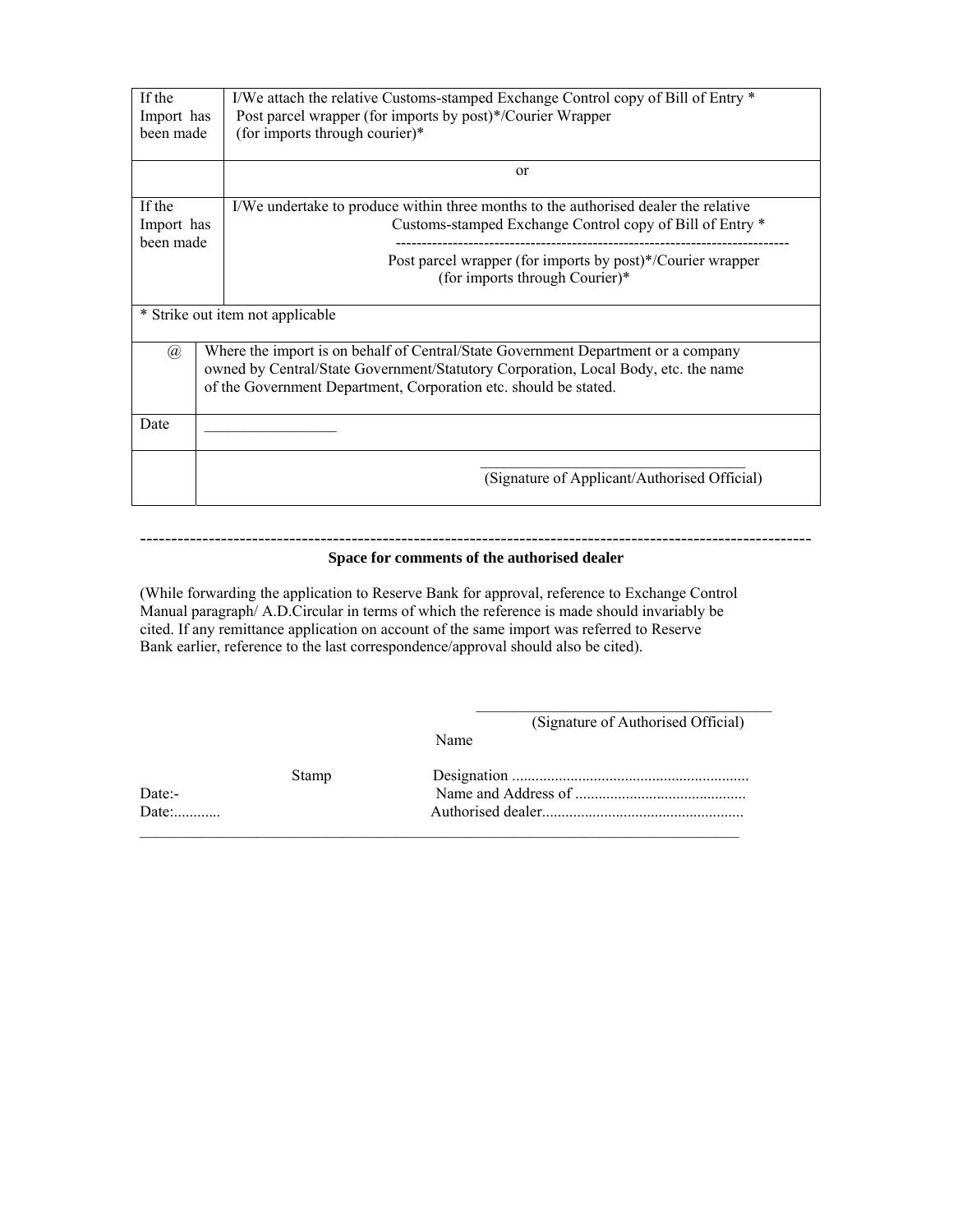| If the Import has been made | I/We attach the relative Customs-stamped Exchange Control copy of Bill of Entry * Post parcel wrapper (for imports by post)*/Courier Wrapper (for imports through courier)* |
|---|---|
| | or |
| If the Import has been made | I/We undertake to produce within three months to the authorised dealer the relative Customs-stamped Exchange Control copy of Bill of Entry * ------------------------------------------------------------------------ Post parcel wrapper (for imports by post)*/Courier wrapper (for imports through Courier)* |
| * Strike out item not applicable | |
| @ | Where the import is on behalf of Central/State Government Department or a company owned by Central/State Government/Statutory Corporation, Local Body, etc. the name of the Government Department, Corporation etc. should be stated. |
| Date | _________________ |
| | ____________________________________ (Signature of Applicant/Authorised Official) |

---

**Space for comments of the authorised dealer**

(While forwarding the application to Reserve Bank for approval, reference to Exchange Control Manual paragraph/ A.D.Circular in terms of which the reference is made should invariably be cited. If any remittance application on account of the same import was referred to Reserve Bank earlier, reference to the last correspondence/approval should also be cited).

________________________________________
(Signature of Authorised Official)

Name

Stamp

Designation ............................................................

Date:-

Name and Address of ...........................................

Date:............

Authorised dealer...................................................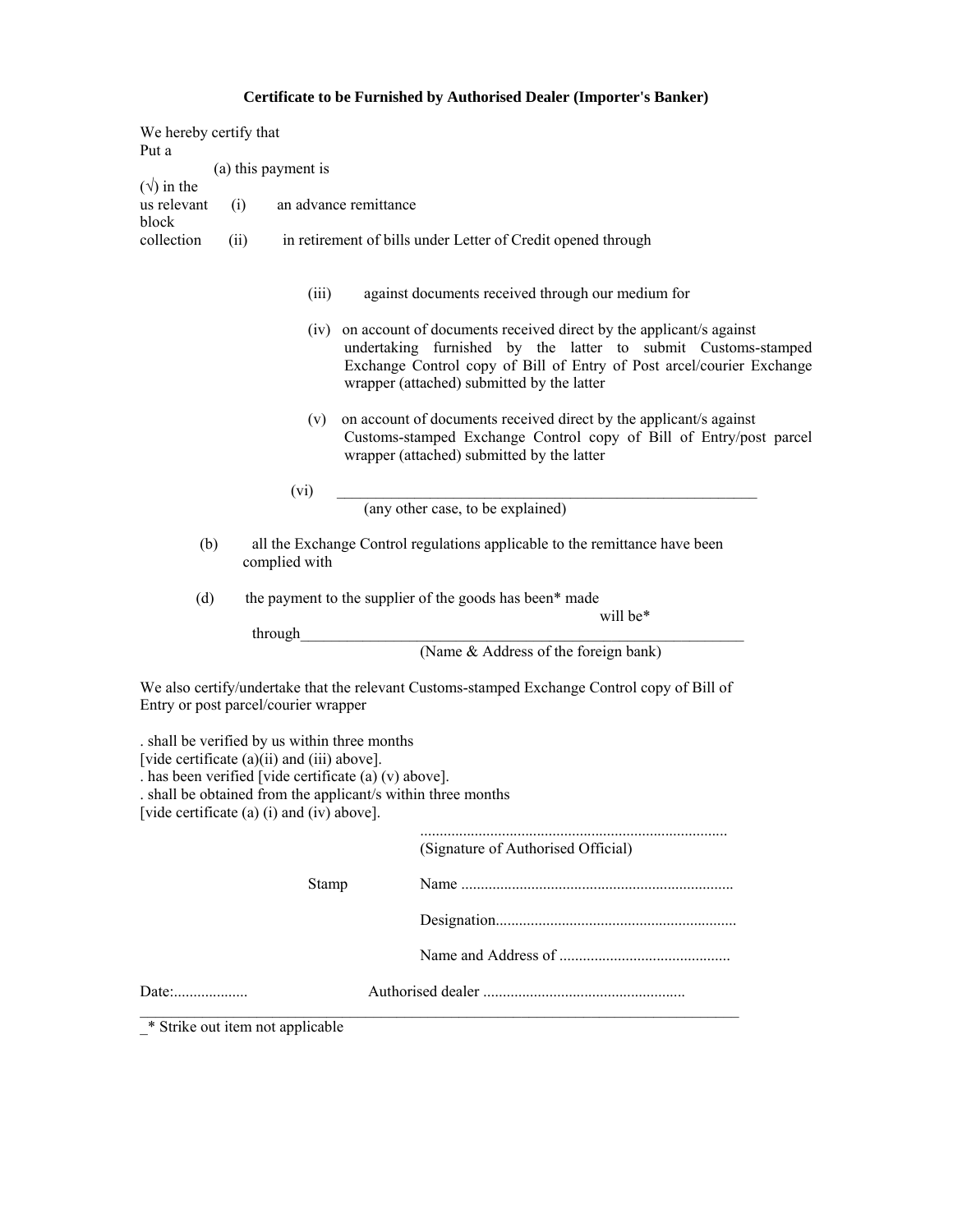**Certificate to be Furnished by Authorised Dealer (Importer's Banker)**

We hereby certify that

Put a (√) in the relevant block

(a) this payment is

(i) an advance remittance

(ii) in retirement of bills under Letter of Credit opened through us

(iii) against documents received through our medium for collection

(iv) on account of documents received direct by the applicant/s against undertaking furnished by the latter to submit Customs-stamped Exchange Control copy of Bill of Entry of Post arcel/courier Exchange wrapper (attached) submitted by the latter

(v) on account of documents received direct by the applicant/s against Customs-stamped Exchange Control copy of Bill of Entry/post parcel wrapper (attached) submitted by the latter

(vi) ________________________________________________________
(any other case, to be explained)

(b) all the Exchange Control regulations applicable to the remittance have been complied with

(d) the payment to the supplier of the goods has been* made / will be*

through____________________________________________________________
(Name & Address of the foreign bank)

We also certify/undertake that the relevant Customs-stamped Exchange Control copy of Bill of Entry or post parcel/courier wrapper

. shall be verified by us within three months
[vide certificate (a)(ii) and (iii) above].
. has been verified [vide certificate (a) (v) above].
. shall be obtained from the applicant/s within three months
[vide certificate (a) (i) and (iv) above].

..............................................................................
(Signature of Authorised Official)

Stamp

Name .....................................................................

Designation.............................................................

Name and Address of ...........................................

Date:................... Authorised dealer ...................................................

_* Strike out item not applicable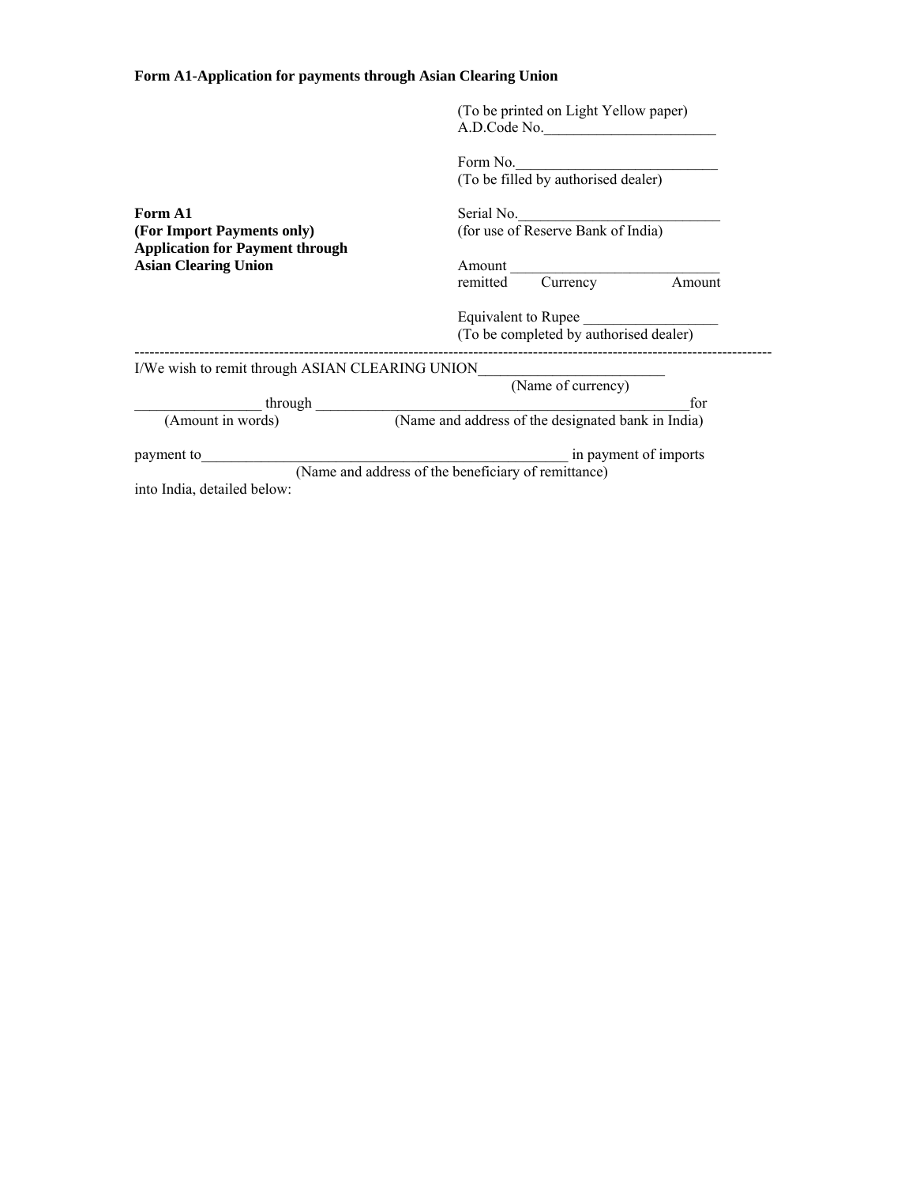**Form A1-Application for payments through Asian Clearing Union**

(To be printed on Light Yellow paper)
A.D.Code No.________________________

Form No.____________________________
(To be filled by authorised dealer)

**Form A1**
**(For Import Payments only)**
**Application for Payment through Asian Clearing Union**

Serial No.____________________________
(for use of Reserve Bank of India)

Amount ______________________________
remitted Currency Amount

Equivalent to Rupee __________________
(To be completed by authorised dealer)

---

I/We wish to remit through ASIAN CLEARING UNION_________________________
(Name of currency)

_________________ through ______________________________________________for
(Amount in words) (Name and address of the designated bank in India)

payment to___________________________________________________ in payment of imports
(Name and address of the beneficiary of remittance)

into India, detailed below: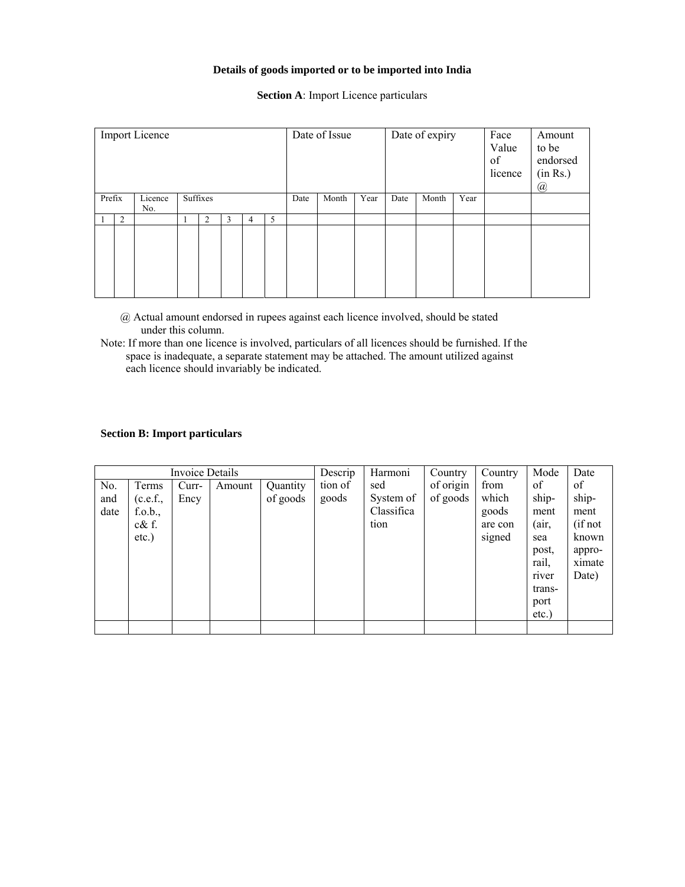### Details of goods imported or to be imported into India

**Section A**: Import Licence particulars

| Import Licence | | | | | | | | Date of Issue | | | Date of expiry | | | Face Value of licence | Amount to be endorsed (in Rs.) @ |
|---|---|---|---|---|---|---|---|---|---|---|---|---|---|---|---|
| Prefix | | Licence No. | Suffixes | | | | | Date | Month | Year | Date | Month | Year | | |
| 1 | 2 | | 1 | 2 | 3 | 4 | 5 | | | | | | | | |
| | | | | | | | | | | | | | | | |

@ Actual amount endorsed in rupees against each licence involved, should be stated under this column.

Note: If more than one licence is involved, particulars of all licences should be furnished. If the space is inadequate, a separate statement may be attached. The amount utilized against each licence should invariably be indicated.

**Section B: Import particulars**

| Invoice Details | | | | | Description of goods | Harmonised System of Classification | Country of origin of goods | Country from which goods are consigned | Mode of shipment (air, sea post, rail, river transport etc.) | Date of shipment (if not known approximate Date) |
|---|---|---|---|---|---|---|---|---|---|---|
| No. and date | Terms (c.e.f., f.o.b., c& f. etc.) | Curr-Ency | Amount | Quantity of goods | | | | | | |
| | | | | | | | | | | |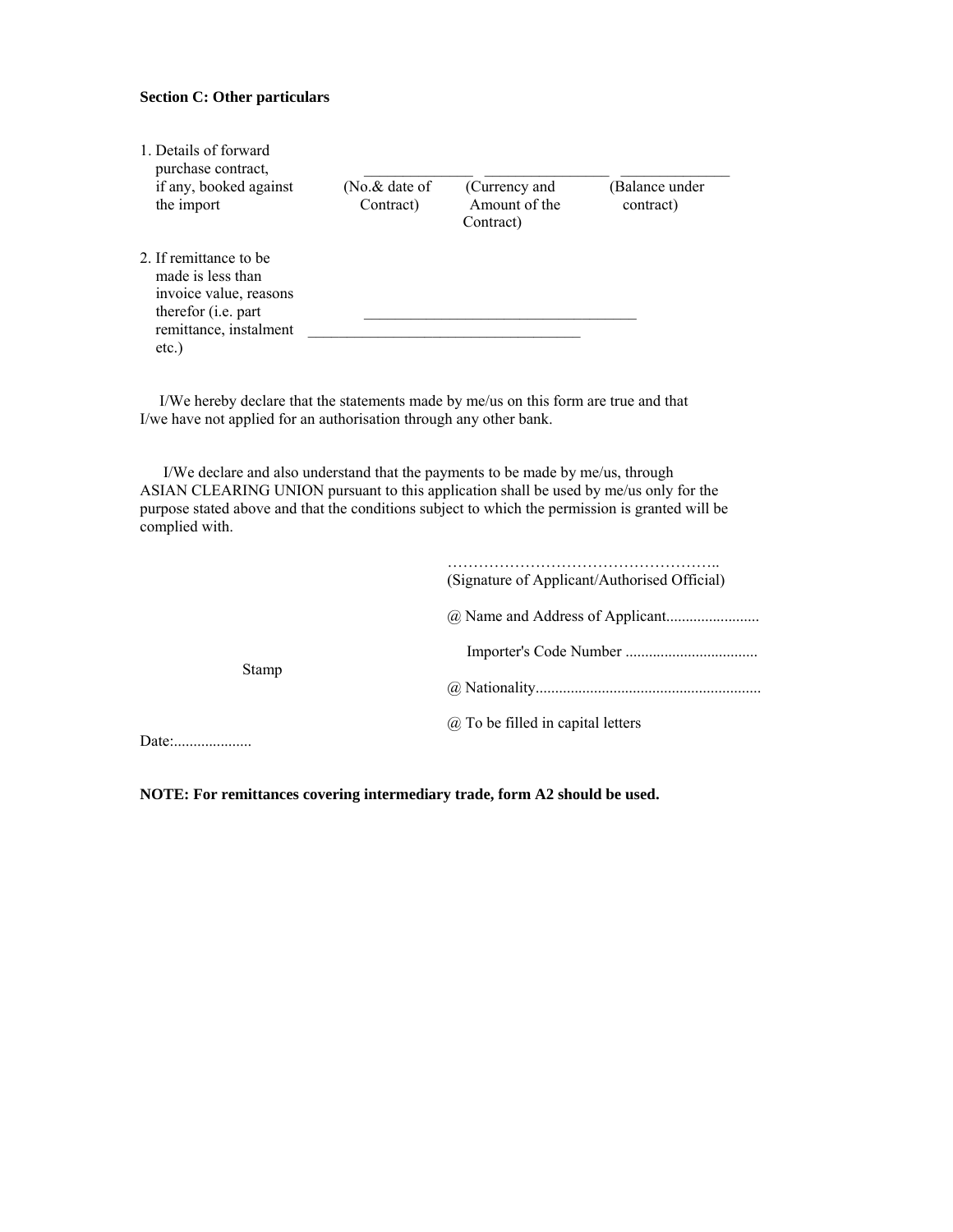**Section C: Other particulars**

1. Details of forward purchase contract, if any, booked against the import

| ______________ | ________________ | ______________ |
|---|---|---|
| (No.& date of Contract) | (Currency and Amount of the Contract) | (Balance under contract) |

2. If remittance to be made is less than invoice value, reasons therefor (i.e. part remittance, instalment etc.) ___________________________________

___________________________________

I/We hereby declare that the statements made by me/us on this form are true and that I/we have not applied for an authorisation through any other bank.

I/We declare and also understand that the payments to be made by me/us, through ASIAN CLEARING UNION pursuant to this application shall be used by me/us only for the purpose stated above and that the conditions subject to which the permission is granted will be complied with.

……………………………………………..
(Signature of Applicant/Authorised Official)

@ Name and Address of Applicant........................

Importer's Code Number .................................

Stamp

@ Nationality..........................................................

@ To be filled in capital letters

Date:....................

**NOTE: For remittances covering intermediary trade, form A2 should be used.**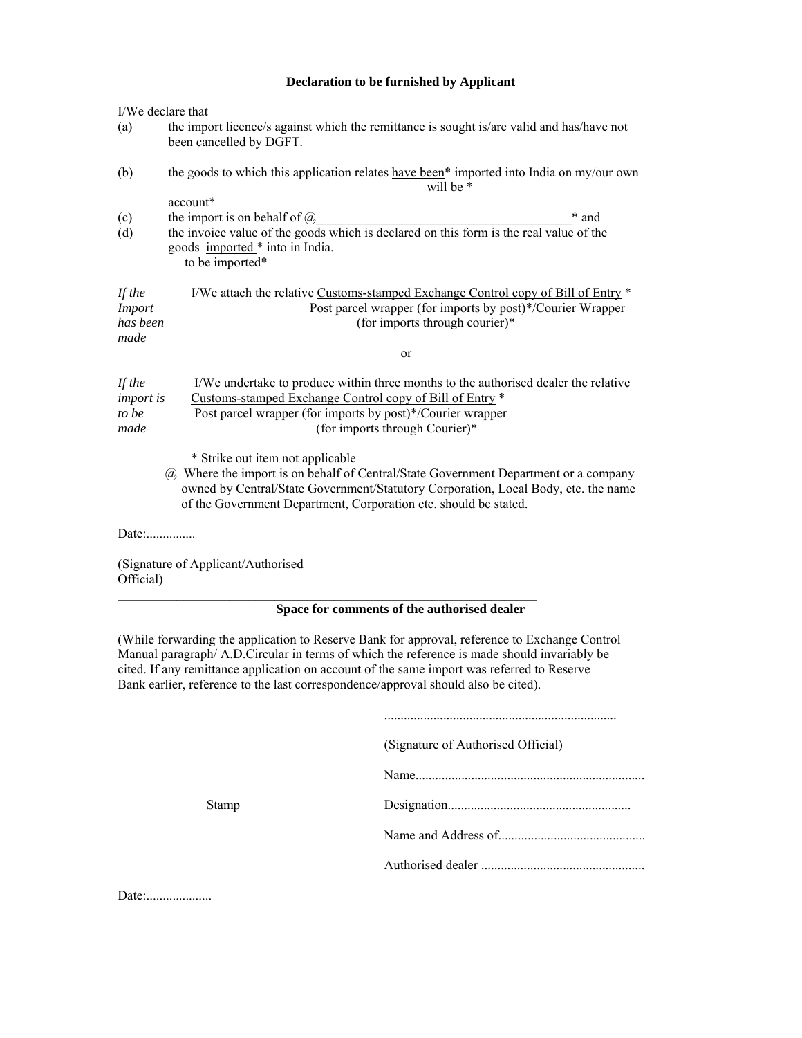### Declaration to be furnished by Applicant

I/We declare that

(a) the import licence/s against which the remittance is sought is/are valid and has/have not been cancelled by DGFT.

(b) the goods to which this application relates have been* / will be * imported into India on my/our own account*

(c) the import is on behalf of @_________________________________________* and

(d) the invoice value of the goods which is declared on this form is the real value of the goods imported * / to be imported* into in India.

*If the Import has been made*

I/We attach the relative Customs-stamped Exchange Control copy of Bill of Entry * Post parcel wrapper (for imports by post)*/Courier Wrapper (for imports through courier)*

or

*If the import is to be made*

I/We undertake to produce within three months to the authorised dealer the relative Customs-stamped Exchange Control copy of Bill of Entry * Post parcel wrapper (for imports by post)*/Courier wrapper (for imports through Courier)*

\* Strike out item not applicable

@ Where the import is on behalf of Central/State Government Department or a company owned by Central/State Government/Statutory Corporation, Local Body, etc. the name of the Government Department, Corporation etc. should be stated.

Date:...............

(Signature of Applicant/Authorised Official)

---

### Space for comments of the authorised dealer

(While forwarding the application to Reserve Bank for approval, reference to Exchange Control Manual paragraph/ A.D.Circular in terms of which the reference is made should invariably be cited. If any remittance application on account of the same import was referred to Reserve Bank earlier, reference to the last correspondence/approval should also be cited).

......................................................................

(Signature of Authorised Official)

Name.....................................................................

Stamp

Designation.......................................................

Name and Address of............................................

Authorised dealer ..................................................

Date:....................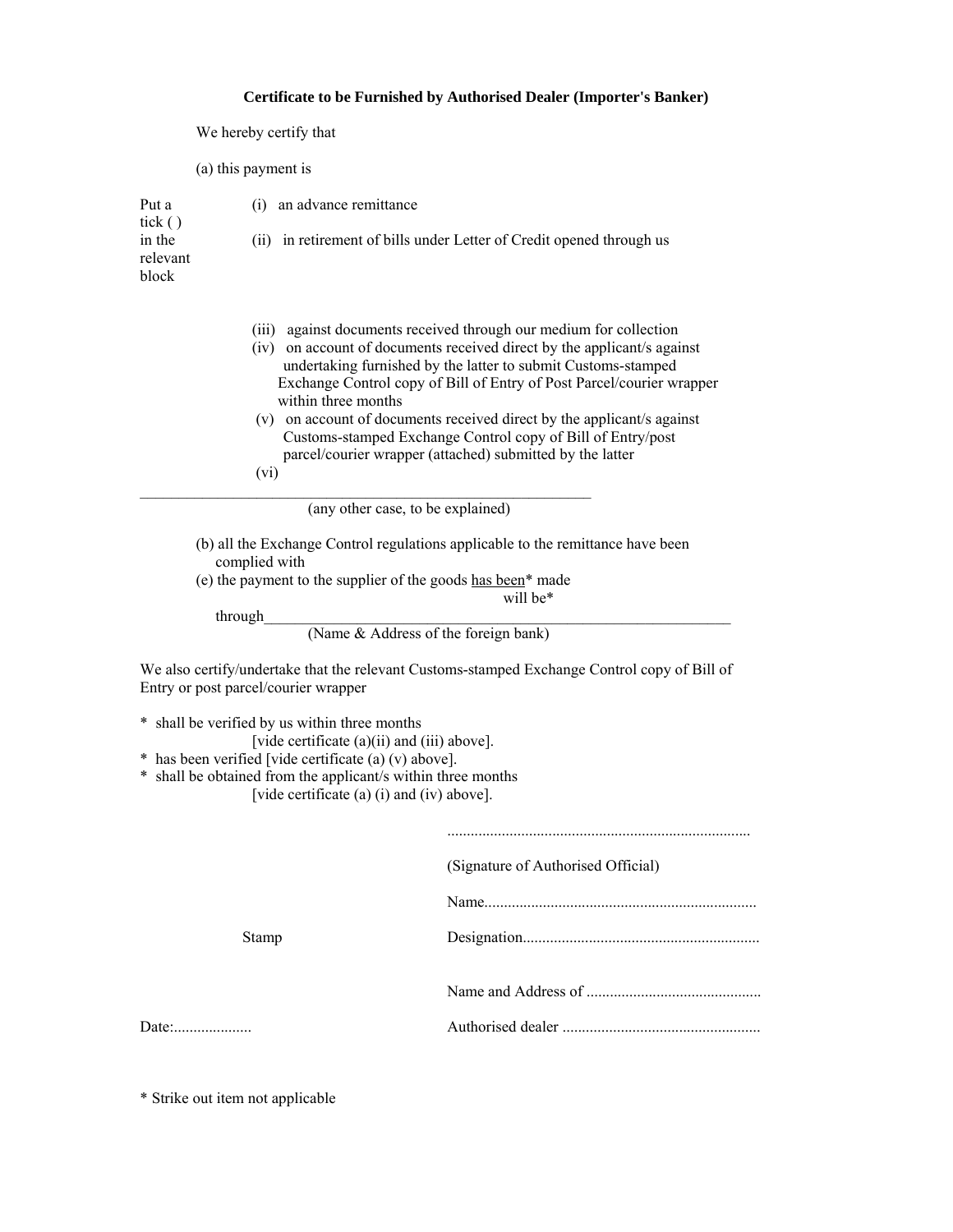**Certificate to be Furnished by Authorised Dealer (Importer's Banker)**

We hereby certify that

(a) this payment is

Put a tick ( ) in the relevant block

(i) an advance remittance

(ii) in retirement of bills under Letter of Credit opened through us

(iii) against documents received through our medium for collection

(iv) on account of documents received direct by the applicant/s against undertaking furnished by the latter to submit Customs-stamped Exchange Control copy of Bill of Entry of Post Parcel/courier wrapper within three months

(v) on account of documents received direct by the applicant/s against Customs-stamped Exchange Control copy of Bill of Entry/post parcel/courier wrapper (attached) submitted by the latter

(vi) ____________________________________________________________

(any other case, to be explained)

(b) all the Exchange Control regulations applicable to the remittance have been complied with

(e) the payment to the supplier of the goods <u>has been</u>* made / will be*

through______________________________________________________________

(Name & Address of the foreign bank)

We also certify/undertake that the relevant Customs-stamped Exchange Control copy of Bill of Entry or post parcel/courier wrapper

* shall be verified by us within three months [vide certificate (a)(ii) and (iii) above].
* has been verified [vide certificate (a) (v) above].
* shall be obtained from the applicant/s within three months [vide certificate (a) (i) and (iv) above].

..............................................................................

(Signature of Authorised Official)

Name......................................................................

Stamp

Designation.............................................................

Name and Address of .............................................

Date:....................

Authorised dealer ...................................................

\* Strike out item not applicable